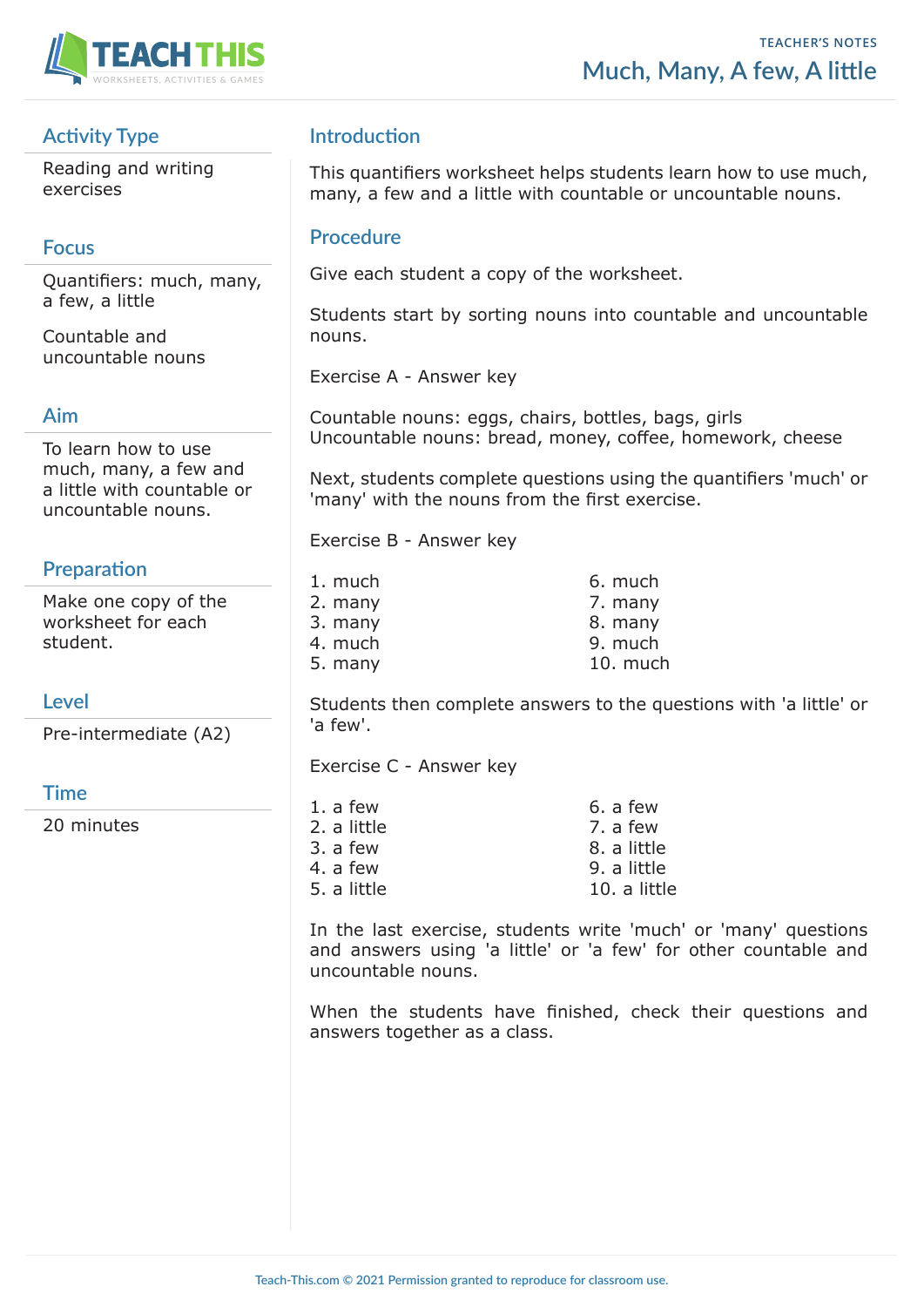TEACHER'S NOTES

# Much, Many, A few, A little

## Activity Type

Reading and writing exercises

## Focus

Quantifiers: much, many, a few, a little

Countable and uncountable nouns

## Aim

To learn how to use much, many, a few and a little with countable or uncountable nouns.

## Preparation

Make one copy of the worksheet for each student.

## Level

Pre-intermediate (A2)

## Time

20 minutes

## Introduction

This quantifiers worksheet helps students learn how to use much, many, a few and a little with countable or uncountable nouns.

## Procedure

Give each student a copy of the worksheet.

Students start by sorting nouns into countable and uncountable nouns.

Exercise A - Answer key

Countable nouns: eggs, chairs, bottles, bags, girls
Uncountable nouns: bread, money, coffee, homework, cheese

Next, students complete questions using the quantifiers 'much' or 'many' with the nouns from the first exercise.

Exercise B - Answer key

1. much
2. many
3. many
4. much
5. many
6. much
7. many
8. many
9. much
10. much

Students then complete answers to the questions with 'a little' or 'a few'.

Exercise C - Answer key

1. a few
2. a little
3. a few
4. a few
5. a little
6. a few
7. a few
8. a little
9. a little
10. a little

In the last exercise, students write 'much' or 'many' questions and answers using 'a little' or 'a few' for other countable and uncountable nouns.

When the students have finished, check their questions and answers together as a class.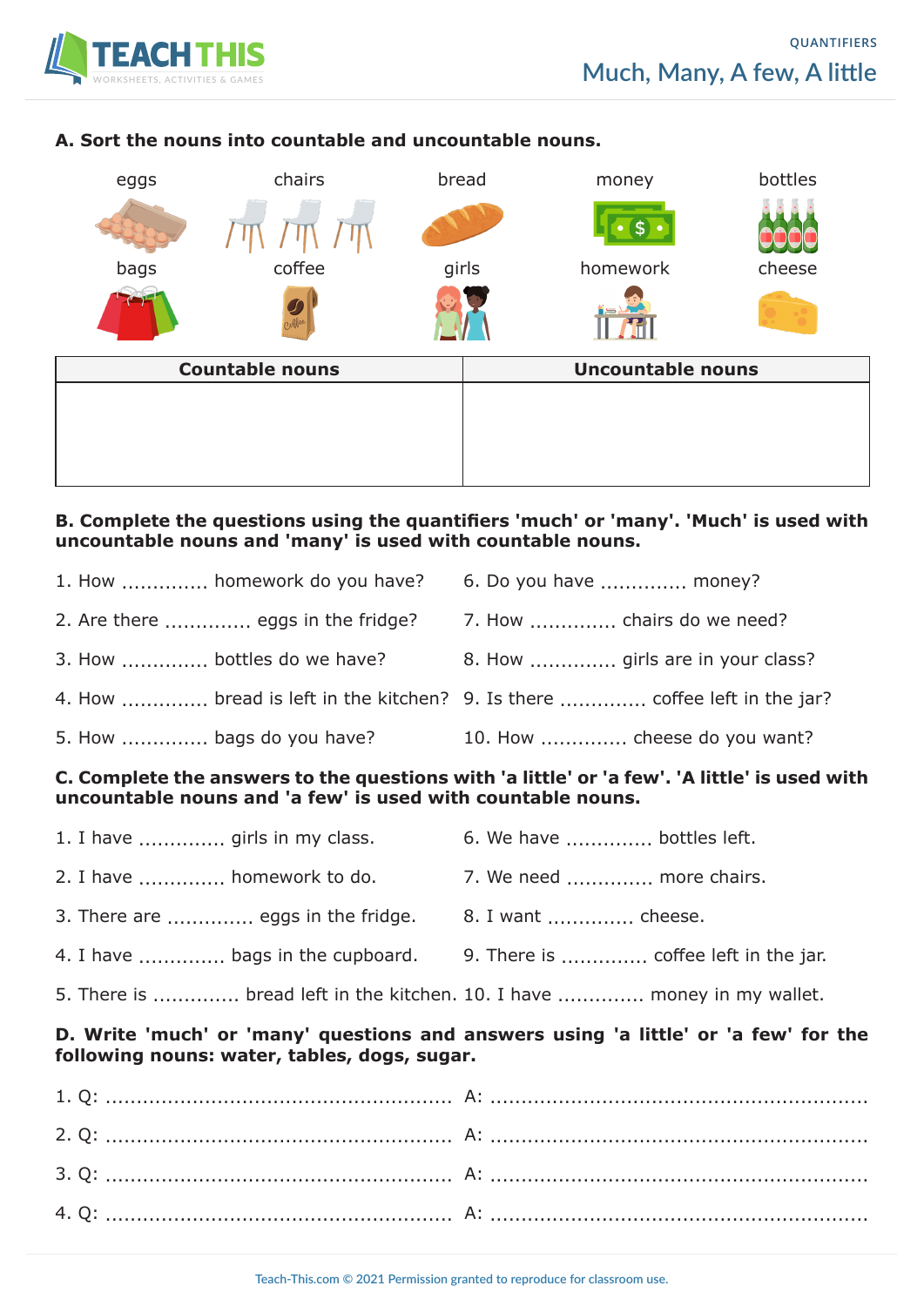QUANTIFIERS

# Much, Many, A few, A little

## A. Sort the nouns into countable and uncountable nouns.

eggs | chairs | bread | money | bottles

bags | coffee | girls | homework | cheese

| Countable nouns | Uncountable nouns |
| --- | --- |
| | |

## B. Complete the questions using the quantifiers 'much' or 'many'. 'Much' is used with uncountable nouns and 'many' is used with countable nouns.

1. How ............. homework do you have?
2. Are there ............. eggs in the fridge?
3. How ............. bottles do we have?
4. How ............. bread is left in the kitchen?
5. How ............. bags do you have?
6. Do you have ............. money?
7. How ............. chairs do we need?
8. How ............. girls are in your class?
9. Is there ............. coffee left in the jar?
10. How ............. cheese do you want?

## C. Complete the answers to the questions with 'a little' or 'a few'. 'A little' is used with uncountable nouns and 'a few' is used with countable nouns.

1. I have ............. girls in my class.
2. I have ............. homework to do.
3. There are ............. eggs in the fridge.
4. I have ............. bags in the cupboard.
5. There is ............. bread left in the kitchen.
6. We have ............. bottles left.
7. We need ............. more chairs.
8. I want ............. cheese.
9. There is ............. coffee left in the jar.
10. I have ............. money in my wallet.

## D. Write 'much' or 'many' questions and answers using 'a little' or 'a few' for the following nouns: water, tables, dogs, sugar.

1. Q: ...................................................... A: ..........................................................
2. Q: ...................................................... A: ..........................................................
3. Q: ...................................................... A: ..........................................................
4. Q: ...................................................... A: ..........................................................

Teach-This.com © 2021 Permission granted to reproduce for classroom use.